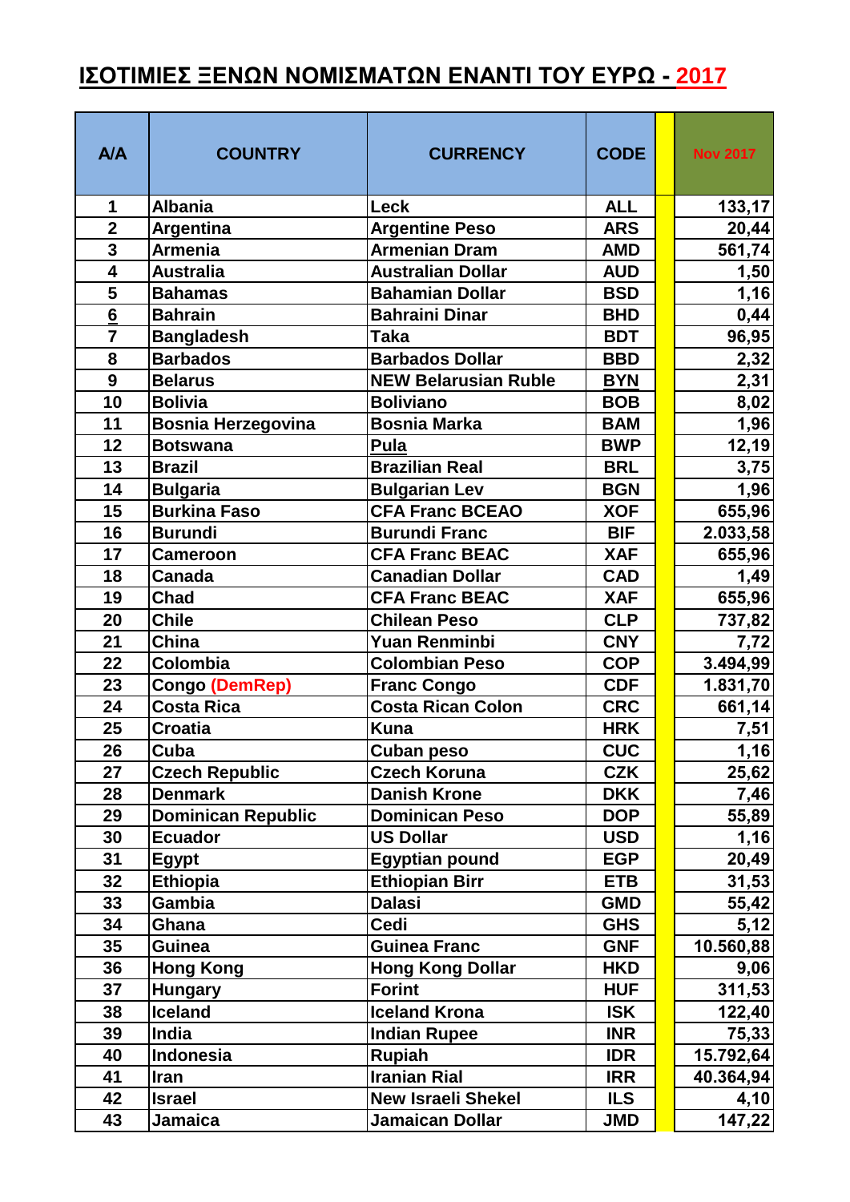# ΙΣΟΤΙΜΙΕΣ ΞΕΝΩΝ ΝΟΜΙΣΜΑΤΩΝ ΕΝΑΝΤΙ ΤΟΥ ΕΥΡΩ - 2017

| A/A | COUNTRY | CURRENCY | CODE | | Nov 2017 |
|---|---|---|---|---|---|
| 1 | Albania | Leck | ALL | | 133,17 |
| 2 | Argentina | Argentine Peso | ARS | | 20,44 |
| 3 | Armenia | Armenian Dram | AMD | | 561,74 |
| 4 | Australia | Australian Dollar | AUD | | 1,50 |
| 5 | Bahamas | Bahamian Dollar | BSD | | 1,16 |
| 6 | Bahrain | Bahraini Dinar | BHD | | 0,44 |
| 7 | Bangladesh | Taka | BDT | | 96,95 |
| 8 | Barbados | Barbados Dollar | BBD | | 2,32 |
| 9 | Belarus | NEW Belarusian Ruble | BYN | | 2,31 |
| 10 | Bolivia | Boliviano | BOB | | 8,02 |
| 11 | Bosnia Herzegovina | Bosnia Marka | BAM | | 1,96 |
| 12 | Botswana | Pula | BWP | | 12,19 |
| 13 | Brazil | Brazilian Real | BRL | | 3,75 |
| 14 | Bulgaria | Bulgarian Lev | BGN | | 1,96 |
| 15 | Burkina Faso | CFA Franc BCEAO | XOF | | 655,96 |
| 16 | Burundi | Burundi Franc | BIF | | 2.033,58 |
| 17 | Cameroon | CFA Franc BEAC | XAF | | 655,96 |
| 18 | Canada | Canadian Dollar | CAD | | 1,49 |
| 19 | Chad | CFA Franc BEAC | XAF | | 655,96 |
| 20 | Chile | Chilean Peso | CLP | | 737,82 |
| 21 | China | Yuan Renminbi | CNY | | 7,72 |
| 22 | Colombia | Colombian Peso | COP | | 3.494,99 |
| 23 | Congo (DemRep) | Franc Congo | CDF | | 1.831,70 |
| 24 | Costa Rica | Costa Rican Colon | CRC | | 661,14 |
| 25 | Croatia | Kuna | HRK | | 7,51 |
| 26 | Cuba | Cuban peso | CUC | | 1,16 |
| 27 | Czech Republic | Czech Koruna | CZK | | 25,62 |
| 28 | Denmark | Danish Krone | DKK | | 7,46 |
| 29 | Dominican Republic | Dominican Peso | DOP | | 55,89 |
| 30 | Ecuador | US Dollar | USD | | 1,16 |
| 31 | Egypt | Egyptian pound | EGP | | 20,49 |
| 32 | Ethiopia | Ethiopian Birr | ETB | | 31,53 |
| 33 | Gambia | Dalasi | GMD | | 55,42 |
| 34 | Ghana | Cedi | GHS | | 5,12 |
| 35 | Guinea | Guinea Franc | GNF | | 10.560,88 |
| 36 | Hong Kong | Hong Kong Dollar | HKD | | 9,06 |
| 37 | Hungary | Forint | HUF | | 311,53 |
| 38 | Iceland | Iceland Krona | ISK | | 122,40 |
| 39 | India | Indian Rupee | INR | | 75,33 |
| 40 | Indonesia | Rupiah | IDR | | 15.792,64 |
| 41 | Iran | Iranian Rial | IRR | | 40.364,94 |
| 42 | Israel | New Israeli Shekel | ILS | | 4,10 |
| 43 | Jamaica | Jamaican Dollar | JMD | | 147,22 |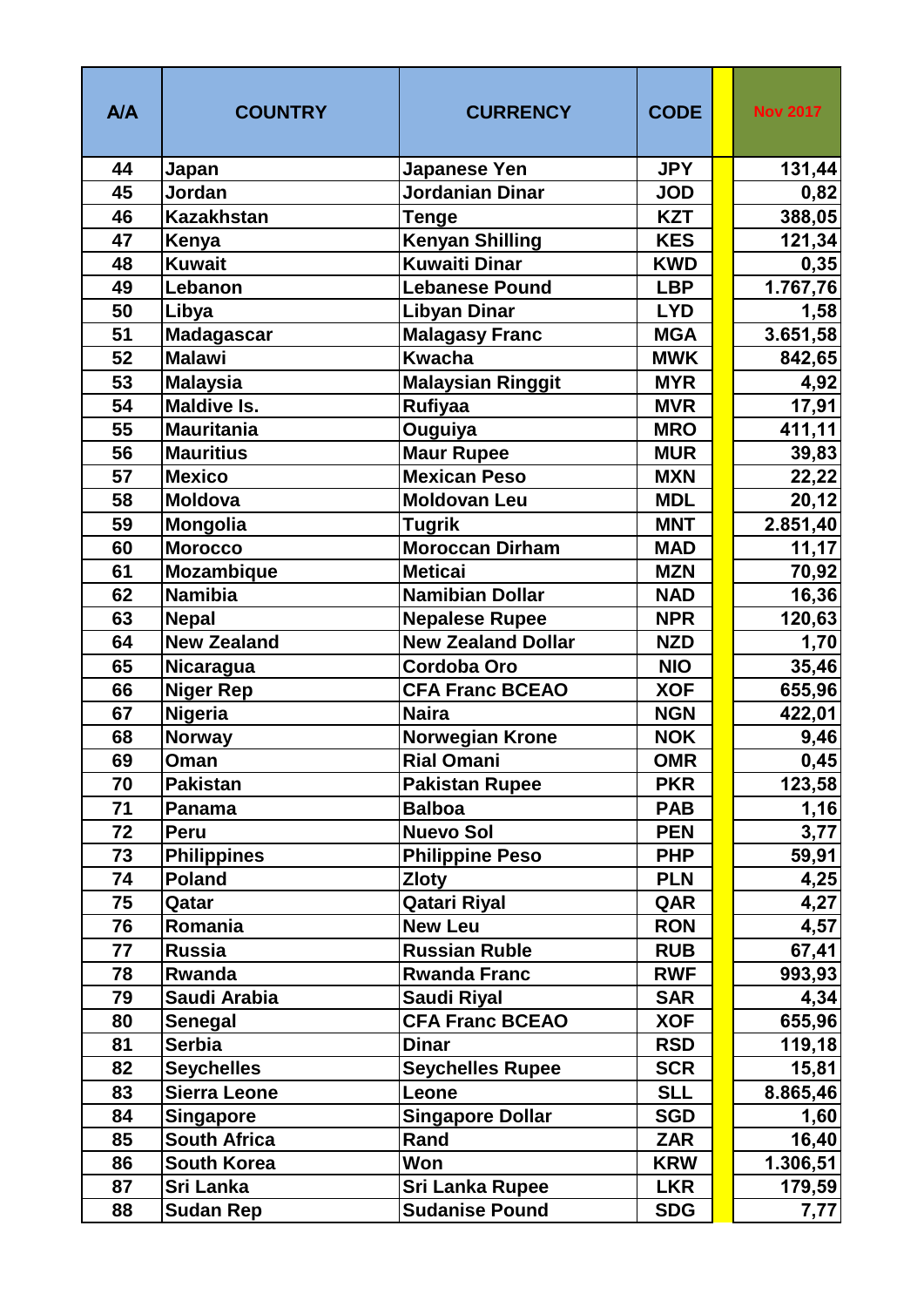| A/A | COUNTRY | CURRENCY | CODE | | Nov 2017 |
|---|---|---|---|---|---|
| 44 | Japan | Japanese Yen | JPY | | 131,44 |
| 45 | Jordan | Jordanian Dinar | JOD | | 0,82 |
| 46 | Kazakhstan | Tenge | KZT | | 388,05 |
| 47 | Kenya | Kenyan Shilling | KES | | 121,34 |
| 48 | Kuwait | Kuwaiti Dinar | KWD | | 0,35 |
| 49 | Lebanon | Lebanese Pound | LBP | | 1.767,76 |
| 50 | Libya | Libyan Dinar | LYD | | 1,58 |
| 51 | Madagascar | Malagasy Franc | MGA | | 3.651,58 |
| 52 | Malawi | Kwacha | MWK | | 842,65 |
| 53 | Malaysia | Malaysian Ringgit | MYR | | 4,92 |
| 54 | Maldive Is. | Rufiyaa | MVR | | 17,91 |
| 55 | Mauritania | Ouguiya | MRO | | 411,11 |
| 56 | Mauritius | Maur Rupee | MUR | | 39,83 |
| 57 | Mexico | Mexican Peso | MXN | | 22,22 |
| 58 | Moldova | Moldovan Leu | MDL | | 20,12 |
| 59 | Mongolia | Tugrik | MNT | | 2.851,40 |
| 60 | Morocco | Moroccan Dirham | MAD | | 11,17 |
| 61 | Mozambique | Meticai | MZN | | 70,92 |
| 62 | Namibia | Namibian Dollar | NAD | | 16,36 |
| 63 | Nepal | Nepalese Rupee | NPR | | 120,63 |
| 64 | New Zealand | New Zealand Dollar | NZD | | 1,70 |
| 65 | Nicaragua | Cordoba Oro | NIO | | 35,46 |
| 66 | Niger Rep | CFA Franc BCEAO | XOF | | 655,96 |
| 67 | Nigeria | Naira | NGN | | 422,01 |
| 68 | Norway | Norwegian Krone | NOK | | 9,46 |
| 69 | Oman | Rial Omani | OMR | | 0,45 |
| 70 | Pakistan | Pakistan Rupee | PKR | | 123,58 |
| 71 | Panama | Balboa | PAB | | 1,16 |
| 72 | Peru | Nuevo Sol | PEN | | 3,77 |
| 73 | Philippines | Philippine Peso | PHP | | 59,91 |
| 74 | Poland | Zloty | PLN | | 4,25 |
| 75 | Qatar | Qatari Riyal | QAR | | 4,27 |
| 76 | Romania | New Leu | RON | | 4,57 |
| 77 | Russia | Russian Ruble | RUB | | 67,41 |
| 78 | Rwanda | Rwanda Franc | RWF | | 993,93 |
| 79 | Saudi Arabia | Saudi Riyal | SAR | | 4,34 |
| 80 | Senegal | CFA Franc BCEAO | XOF | | 655,96 |
| 81 | Serbia | Dinar | RSD | | 119,18 |
| 82 | Seychelles | Seychelles Rupee | SCR | | 15,81 |
| 83 | Sierra Leone | Leone | SLL | | 8.865,46 |
| 84 | Singapore | Singapore Dollar | SGD | | 1,60 |
| 85 | South Africa | Rand | ZAR | | 16,40 |
| 86 | South Korea | Won | KRW | | 1.306,51 |
| 87 | Sri Lanka | Sri Lanka Rupee | LKR | | 179,59 |
| 88 | Sudan Rep | Sudanise Pound | SDG | | 7,77 |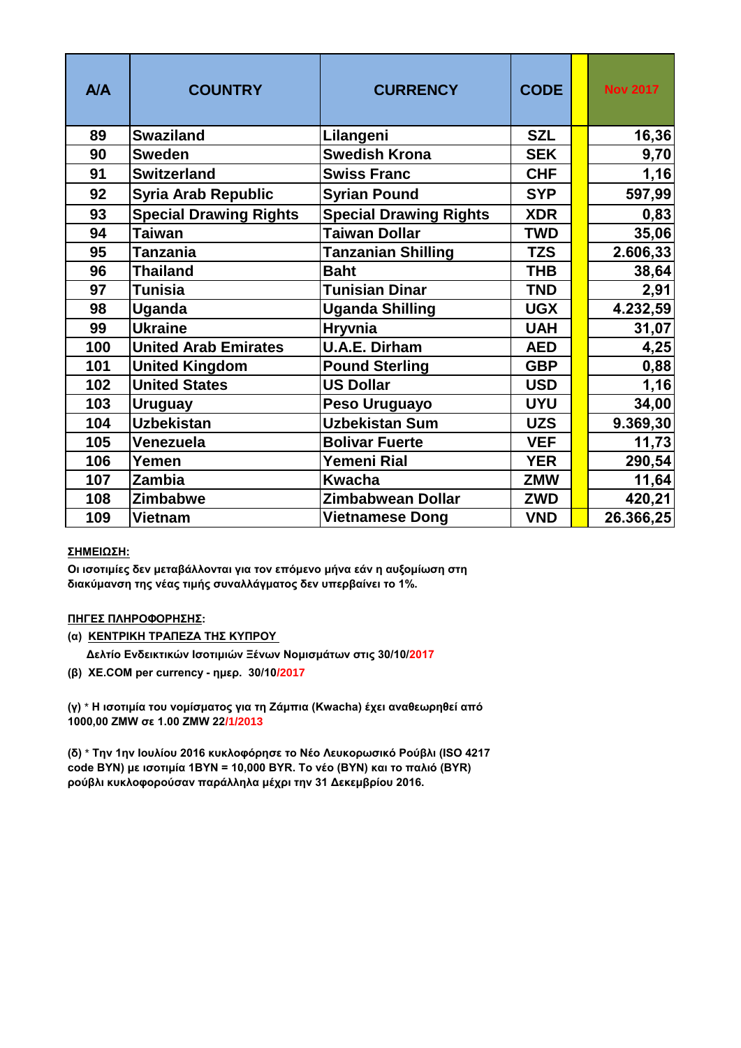| A/A | COUNTRY | CURRENCY | CODE | | Nov 2017 |
|---|---|---|---|---|---|
| 89 | Swaziland | Lilangeni | SZL | | 16,36 |
| 90 | Sweden | Swedish Krona | SEK | | 9,70 |
| 91 | Switzerland | Swiss Franc | CHF | | 1,16 |
| 92 | Syria Arab Republic | Syrian Pound | SYP | | 597,99 |
| 93 | Special Drawing Rights | Special Drawing Rights | XDR | | 0,83 |
| 94 | Taiwan | Taiwan Dollar | TWD | | 35,06 |
| 95 | Tanzania | Tanzanian Shilling | TZS | | 2.606,33 |
| 96 | Thailand | Baht | THB | | 38,64 |
| 97 | Tunisia | Tunisian Dinar | TND | | 2,91 |
| 98 | Uganda | Uganda Shilling | UGX | | 4.232,59 |
| 99 | Ukraine | Hryvnia | UAH | | 31,07 |
| 100 | United Arab Emirates | U.A.E. Dirham | AED | | 4,25 |
| 101 | United Kingdom | Pound Sterling | GBP | | 0,88 |
| 102 | United States | US Dollar | USD | | 1,16 |
| 103 | Uruguay | Peso Uruguayo | UYU | | 34,00 |
| 104 | Uzbekistan | Uzbekistan Sum | UZS | | 9.369,30 |
| 105 | Venezuela | Bolivar Fuerte | VEF | | 11,73 |
| 106 | Yemen | Yemeni Rial | YER | | 290,54 |
| 107 | Zambia | Kwacha | ZMW | | 11,64 |
| 108 | Zimbabwe | Zimbabwean Dollar | ZWD | | 420,21 |
| 109 | Vietnam | Vietnamese Dong | VND | | 26.366,25 |

**ΣΗΜΕΙΩΣΗ:**

**Οι ισοτιμίες δεν μεταβάλλονται για τον επόμενο μήνα εάν η αυξομίωση στη διακύμανση της νέας τιμής συναλλάγματος δεν υπερβαίνει το 1%.**

**ΠΗΓΕΣ ΠΛΗΡΟΦΟΡΗΣΗΣ:**

**(α) ΚΕΝΤΡΙΚΗ ΤΡΑΠΕΖΑ ΤΗΣ ΚΥΠΡΟΥ**

**Δελτίο Ενδεικτικών Ισοτιμιών Ξένων Νομισμάτων στις 30/10/2017**

**(β) XE.COM per currency - ημερ. 30/10/2017**

**(γ) * Η ισοτιμία του νομίσματος για τη Ζάμπια (Kwacha) έχει αναθεωρηθεί από 1000,00 ZMW σε 1.00 ZMW 22/1/2013**

**(δ) * Την 1ην Ιουλίου 2016 κυκλοφόρησε το Νέο Λευκορωσικό Ρούβλι (ISO 4217 code BYN) με ισοτιμία 1BYN = 10,000 BYR. Το νέο (BYN) και το παλιό (BYR) ρούβλι κυκλοφορούσαν παράλληλα μέχρι την 31 Δεκεμβρίου 2016.**